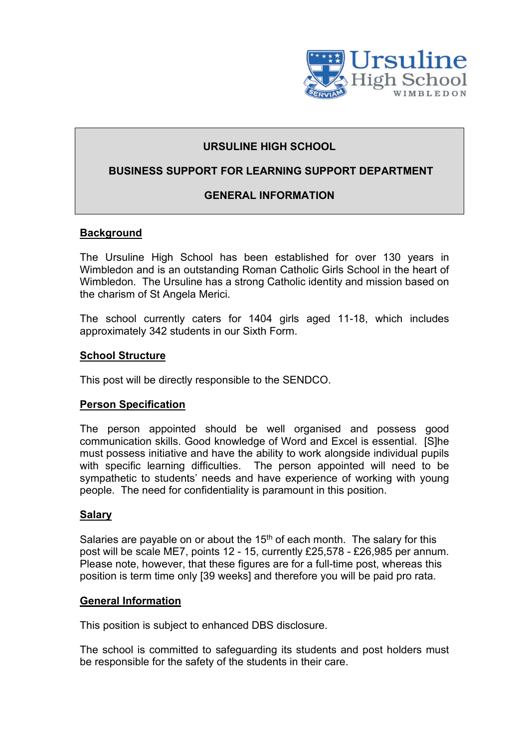# URSULINE HIGH SCHOOL

## BUSINESS SUPPORT FOR LEARNING SUPPORT DEPARTMENT

## GENERAL INFORMATION

### Background

The Ursuline High School has been established for over 130 years in Wimbledon and is an outstanding Roman Catholic Girls School in the heart of Wimbledon. The Ursuline has a strong Catholic identity and mission based on the charism of St Angela Merici.

The school currently caters for 1404 girls aged 11-18, which includes approximately 342 students in our Sixth Form.

### School Structure

This post will be directly responsible to the SENDCO.

### Person Specification

The person appointed should be well organised and possess good communication skills. Good knowledge of Word and Excel is essential. [S]he must possess initiative and have the ability to work alongside individual pupils with specific learning difficulties. The person appointed will need to be sympathetic to students' needs and have experience of working with young people. The need for confidentiality is paramount in this position.

### Salary

Salaries are payable on or about the 15th of each month. The salary for this post will be scale ME7, points 12 - 15, currently £25,578 - £26,985 per annum. Please note, however, that these figures are for a full-time post, whereas this position is term time only [39 weeks] and therefore you will be paid pro rata.

### General Information

This position is subject to enhanced DBS disclosure.

The school is committed to safeguarding its students and post holders must be responsible for the safety of the students in their care.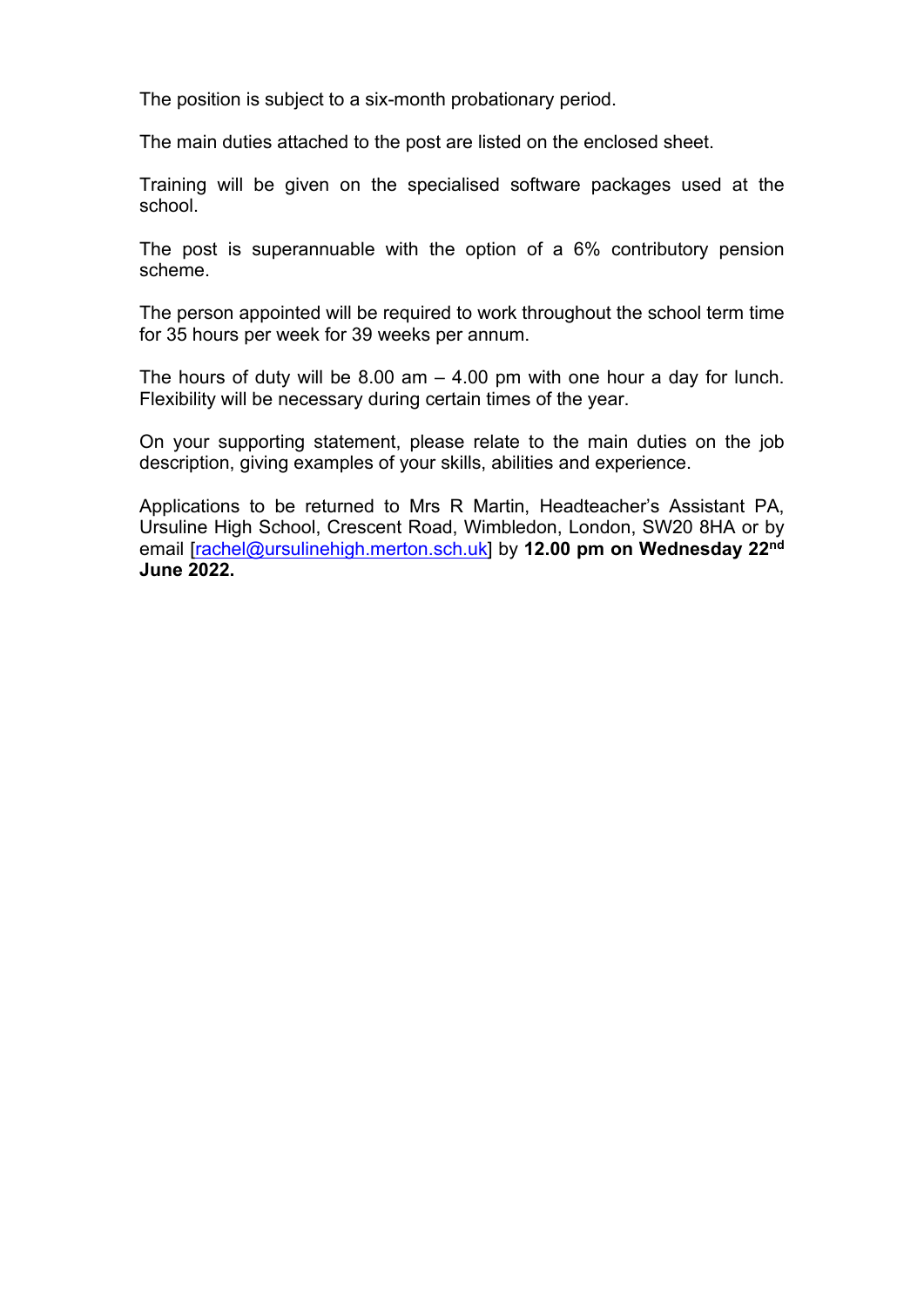The position is subject to a six-month probationary period.

The main duties attached to the post are listed on the enclosed sheet.

Training will be given on the specialised software packages used at the school.

The post is superannuable with the option of a 6% contributory pension scheme.

The person appointed will be required to work throughout the school term time for 35 hours per week for 39 weeks per annum.

The hours of duty will be 8.00 am – 4.00 pm with one hour a day for lunch. Flexibility will be necessary during certain times of the year.

On your supporting statement, please relate to the main duties on the job description, giving examples of your skills, abilities and experience.

Applications to be returned to Mrs R Martin, Headteacher's Assistant PA, Ursuline High School, Crescent Road, Wimbledon, London, SW20 8HA or by email [rachel@ursulinehigh.merton.sch.uk] by **12.00 pm on Wednesday 22nd June 2022.**